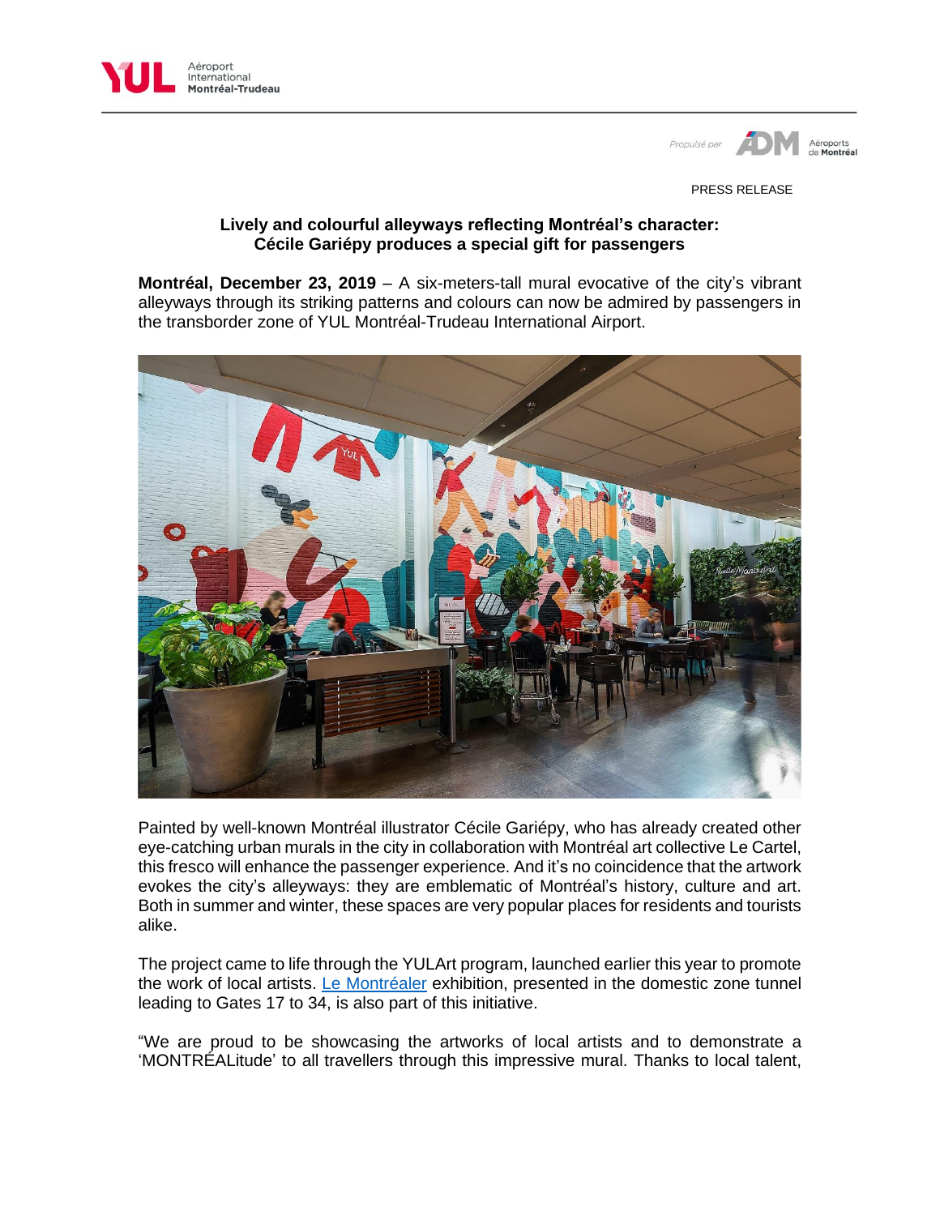PRESS RELEASE

## Lively and colourful alleyways reflecting Montréal's character: Cécile Gariépy produces a special gift for passengers

**Montréal, December 23, 2019** – A six-meters-tall mural evocative of the city's vibrant alleyways through its striking patterns and colours can now be admired by passengers in the transborder zone of YUL Montréal-Trudeau International Airport.

Painted by well-known Montréal illustrator Cécile Gariépy, who has already created other eye-catching urban murals in the city in collaboration with Montréal art collective Le Cartel, this fresco will enhance the passenger experience. And it's no coincidence that the artwork evokes the city's alleyways: they are emblematic of Montréal's history, culture and art. Both in summer and winter, these spaces are very popular places for residents and tourists alike.

The project came to life through the YULArt program, launched earlier this year to promote the work of local artists. Le Montréaler exhibition, presented in the domestic zone tunnel leading to Gates 17 to 34, is also part of this initiative.

"We are proud to be showcasing the artworks of local artists and to demonstrate a 'MONTRÉALitude' to all travellers through this impressive mural. Thanks to local talent,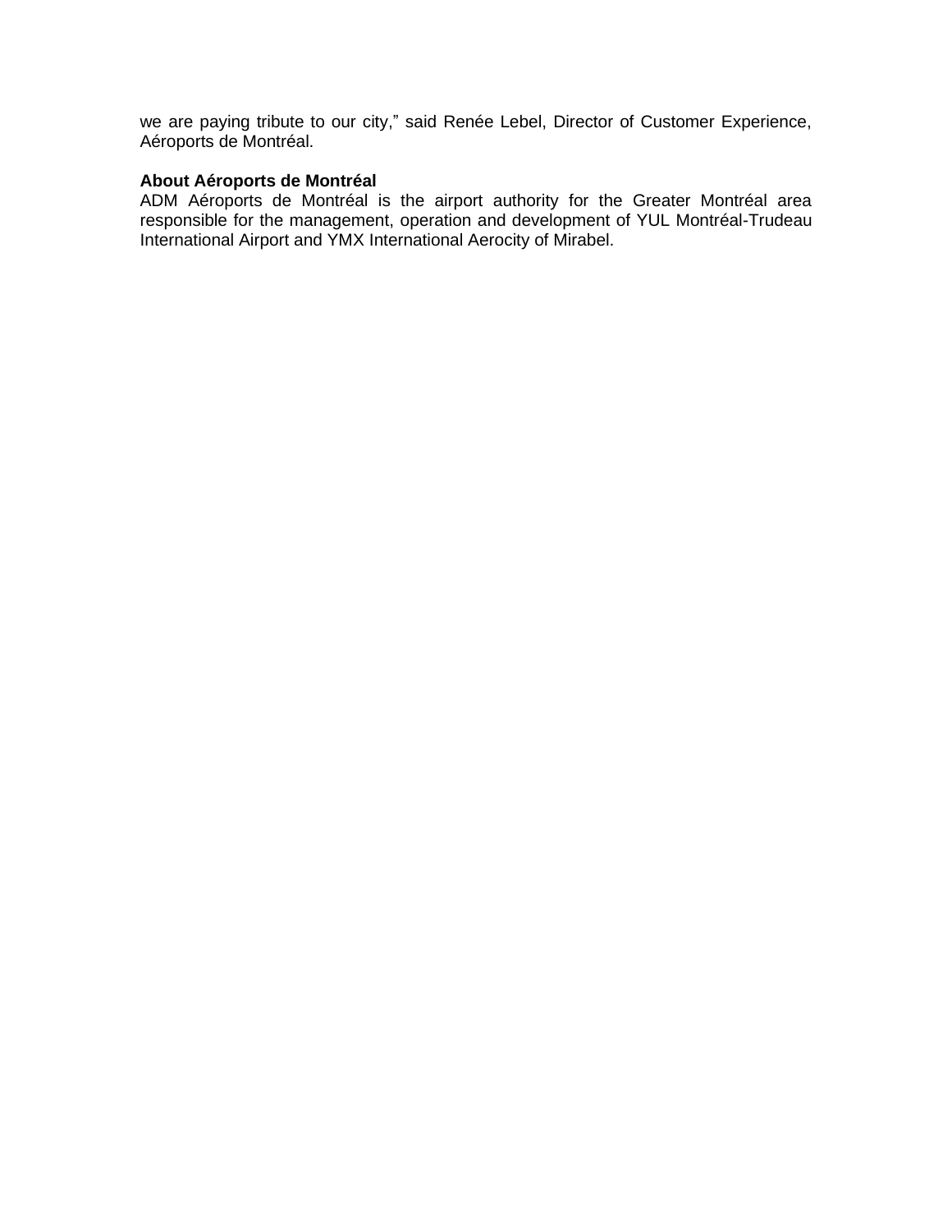we are paying tribute to our city," said Renée Lebel, Director of Customer Experience, Aéroports de Montréal.

**About Aéroports de Montréal**
ADM Aéroports de Montréal is the airport authority for the Greater Montréal area responsible for the management, operation and development of YUL Montréal-Trudeau International Airport and YMX International Aerocity of Mirabel.